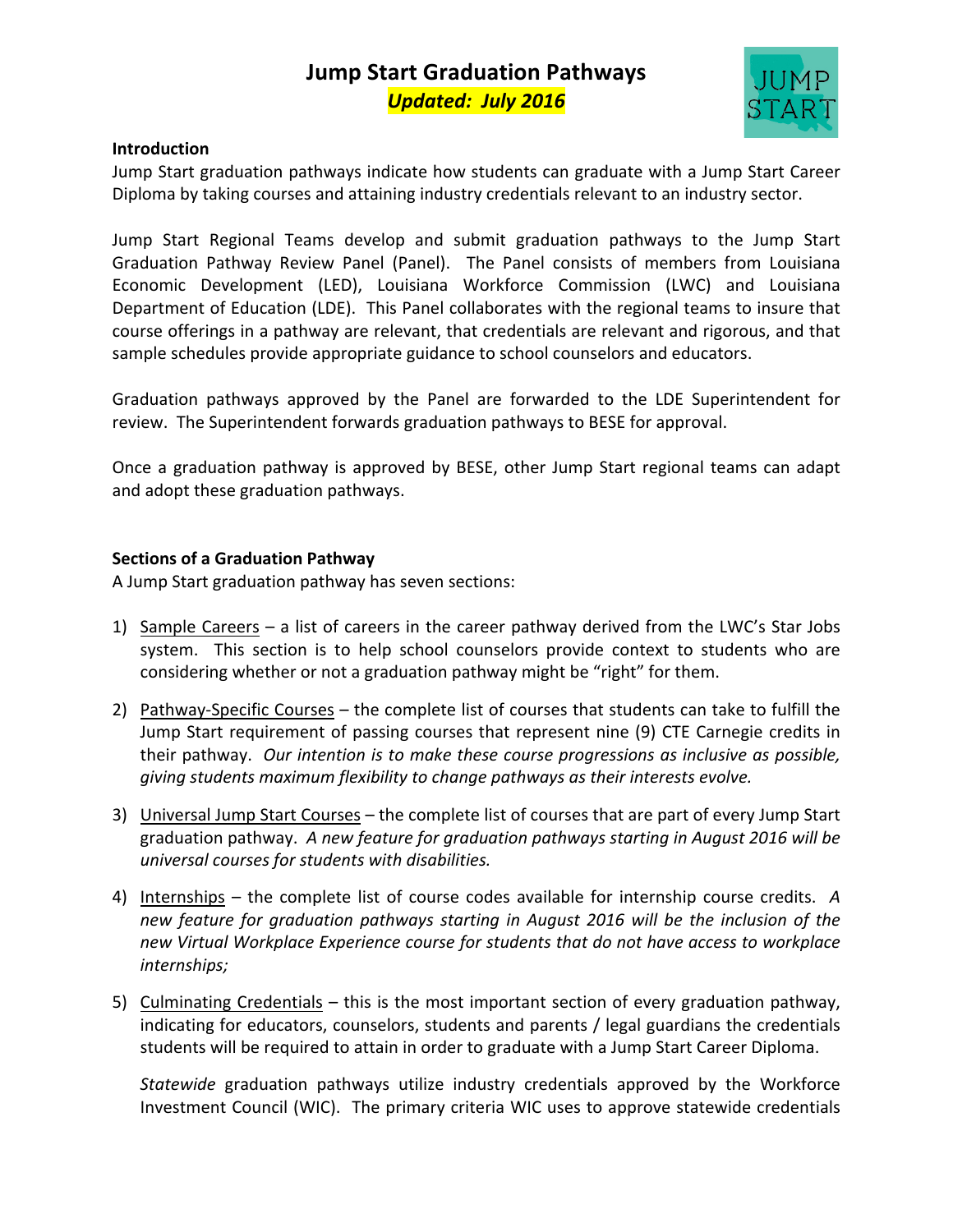# Jump Start Graduation Pathways

***Updated: July 2016***

**Introduction**

Jump Start graduation pathways indicate how students can graduate with a Jump Start Career Diploma by taking courses and attaining industry credentials relevant to an industry sector.

Jump Start Regional Teams develop and submit graduation pathways to the Jump Start Graduation Pathway Review Panel (Panel). The Panel consists of members from Louisiana Economic Development (LED), Louisiana Workforce Commission (LWC) and Louisiana Department of Education (LDE). This Panel collaborates with the regional teams to insure that course offerings in a pathway are relevant, that credentials are relevant and rigorous, and that sample schedules provide appropriate guidance to school counselors and educators.

Graduation pathways approved by the Panel are forwarded to the LDE Superintendent for review. The Superintendent forwards graduation pathways to BESE for approval.

Once a graduation pathway is approved by BESE, other Jump Start regional teams can adapt and adopt these graduation pathways.

**Sections of a Graduation Pathway**

A Jump Start graduation pathway has seven sections:

1) Sample Careers – a list of careers in the career pathway derived from the LWC's Star Jobs system. This section is to help school counselors provide context to students who are considering whether or not a graduation pathway might be "right" for them.

2) Pathway-Specific Courses – the complete list of courses that students can take to fulfill the Jump Start requirement of passing courses that represent nine (9) CTE Carnegie credits in their pathway. *Our intention is to make these course progressions as inclusive as possible, giving students maximum flexibility to change pathways as their interests evolve.*

3) Universal Jump Start Courses – the complete list of courses that are part of every Jump Start graduation pathway. *A new feature for graduation pathways starting in August 2016 will be universal courses for students with disabilities.*

4) Internships – the complete list of course codes available for internship course credits. *A new feature for graduation pathways starting in August 2016 will be the inclusion of the new Virtual Workplace Experience course for students that do not have access to workplace internships;*

5) Culminating Credentials – this is the most important section of every graduation pathway, indicating for educators, counselors, students and parents / legal guardians the credentials students will be required to attain in order to graduate with a Jump Start Career Diploma.

   *Statewide* graduation pathways utilize industry credentials approved by the Workforce Investment Council (WIC). The primary criteria WIC uses to approve statewide credentials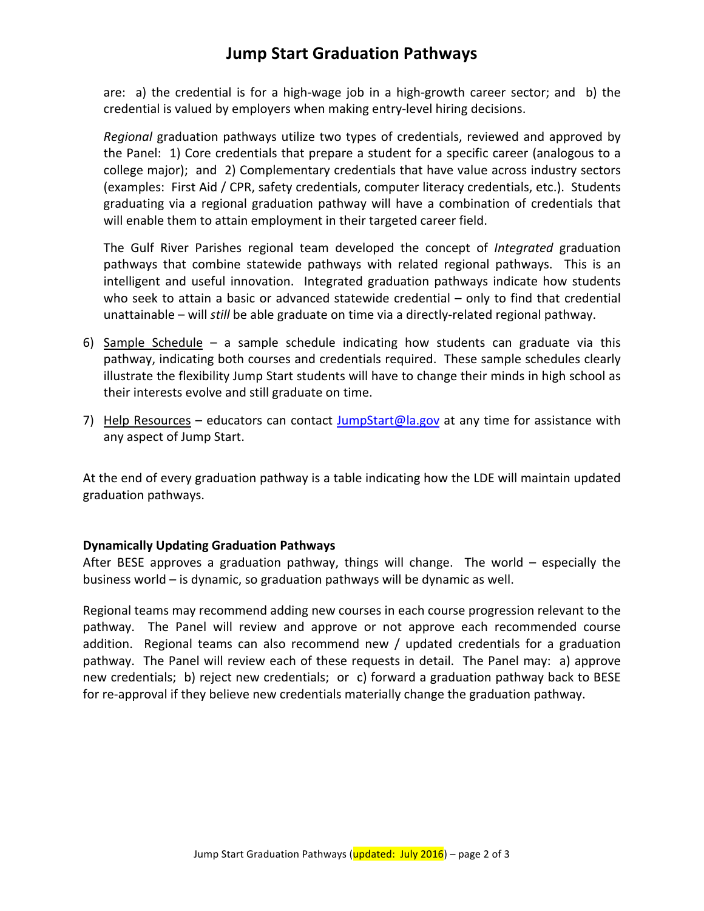are: a) the credential is for a high-wage job in a high-growth career sector; and b) the credential is valued by employers when making entry-level hiring decisions.

*Regional* graduation pathways utilize two types of credentials, reviewed and approved by the Panel: 1) Core credentials that prepare a student for a specific career (analogous to a college major); and 2) Complementary credentials that have value across industry sectors (examples: First Aid / CPR, safety credentials, computer literacy credentials, etc.). Students graduating via a regional graduation pathway will have a combination of credentials that will enable them to attain employment in their targeted career field.

The Gulf River Parishes regional team developed the concept of *Integrated* graduation pathways that combine statewide pathways with related regional pathways. This is an intelligent and useful innovation. Integrated graduation pathways indicate how students who seek to attain a basic or advanced statewide credential – only to find that credential unattainable – will *still* be able graduate on time via a directly-related regional pathway.

6) <u>Sample Schedule</u> – a sample schedule indicating how students can graduate via this pathway, indicating both courses and credentials required. These sample schedules clearly illustrate the flexibility Jump Start students will have to change their minds in high school as their interests evolve and still graduate on time.

7) <u>Help Resources</u> – educators can contact [JumpStart@la.gov](mailto:JumpStart@la.gov) at any time for assistance with any aspect of Jump Start.

At the end of every graduation pathway is a table indicating how the LDE will maintain updated graduation pathways.

**Dynamically Updating Graduation Pathways**

After BESE approves a graduation pathway, things will change. The world – especially the business world – is dynamic, so graduation pathways will be dynamic as well.

Regional teams may recommend adding new courses in each course progression relevant to the pathway. The Panel will review and approve or not approve each recommended course addition. Regional teams can also recommend new / updated credentials for a graduation pathway. The Panel will review each of these requests in detail. The Panel may: a) approve new credentials; b) reject new credentials; or c) forward a graduation pathway back to BESE for re-approval if they believe new credentials materially change the graduation pathway.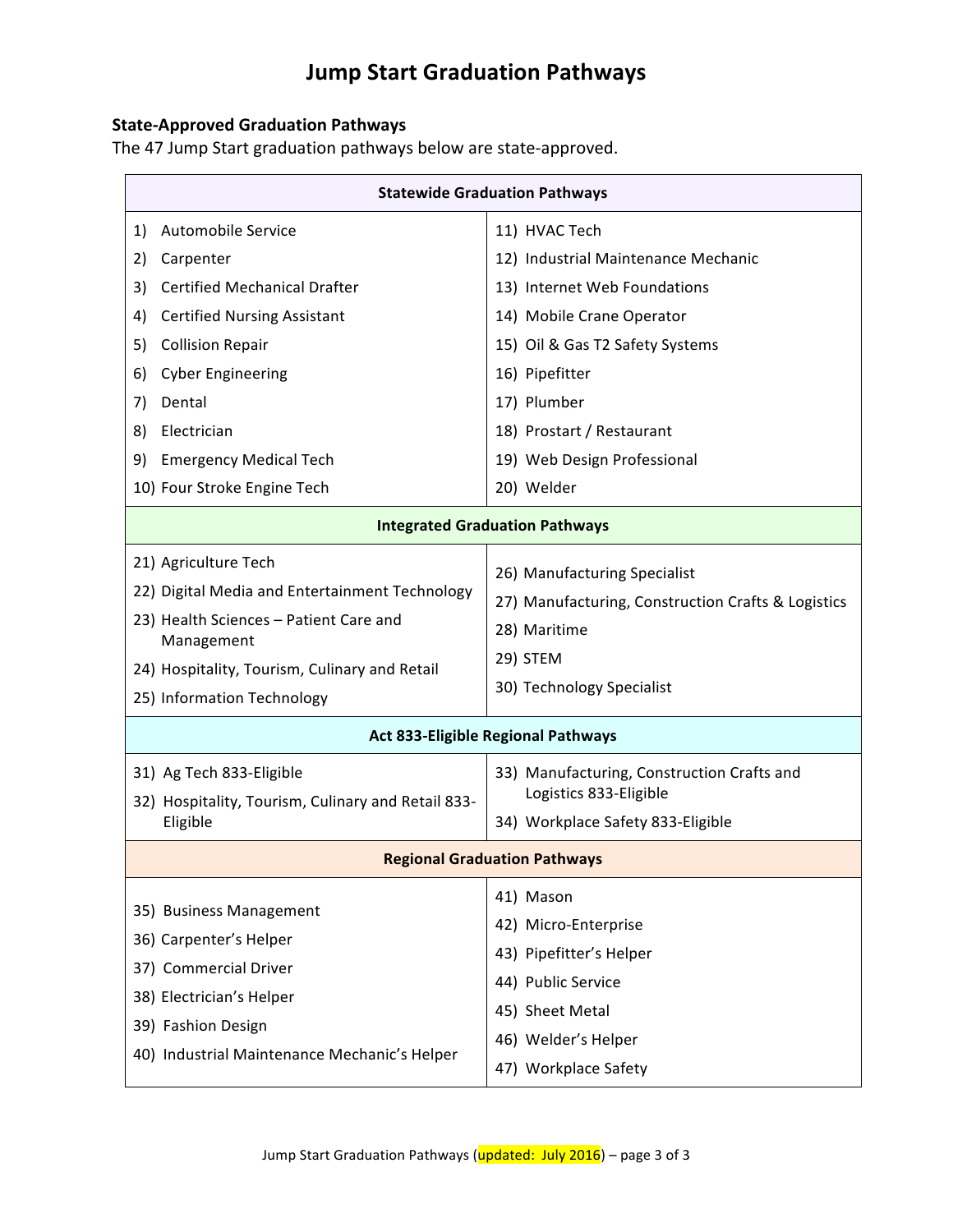# Jump Start Graduation Pathways

**State-Approved Graduation Pathways**

The 47 Jump Start graduation pathways below are state-approved.

| **Statewide Graduation Pathways** | |
|---|---|
| 1) Automobile Service | 11) HVAC Tech |
| 2) Carpenter | 12) Industrial Maintenance Mechanic |
| 3) Certified Mechanical Drafter | 13) Internet Web Foundations |
| 4) Certified Nursing Assistant | 14) Mobile Crane Operator |
| 5) Collision Repair | 15) Oil & Gas T2 Safety Systems |
| 6) Cyber Engineering | 16) Pipefitter |
| 7) Dental | 17) Plumber |
| 8) Electrician | 18) Prostart / Restaurant |
| 9) Emergency Medical Tech | 19) Web Design Professional |
| 10) Four Stroke Engine Tech | 20) Welder |
| **Integrated Graduation Pathways** | |
| 21) Agriculture Tech | 26) Manufacturing Specialist |
| 22) Digital Media and Entertainment Technology | 27) Manufacturing, Construction Crafts & Logistics |
| 23) Health Sciences – Patient Care and Management | 28) Maritime |
| 24) Hospitality, Tourism, Culinary and Retail | 29) STEM |
| 25) Information Technology | 30) Technology Specialist |
| **Act 833-Eligible Regional Pathways** | |
| 31) Ag Tech 833-Eligible | 33) Manufacturing, Construction Crafts and Logistics 833-Eligible |
| 32) Hospitality, Tourism, Culinary and Retail 833-Eligible | 34) Workplace Safety 833-Eligible |
| **Regional Graduation Pathways** | |
| 35) Business Management | 41) Mason |
| 36) Carpenter's Helper | 42) Micro-Enterprise |
| 37) Commercial Driver | 43) Pipefitter's Helper |
| 38) Electrician's Helper | 44) Public Service |
| 39) Fashion Design | 45) Sheet Metal |
| 40) Industrial Maintenance Mechanic's Helper | 46) Welder's Helper |
| | 47) Workplace Safety |

Jump Start Graduation Pathways (updated: July 2016)